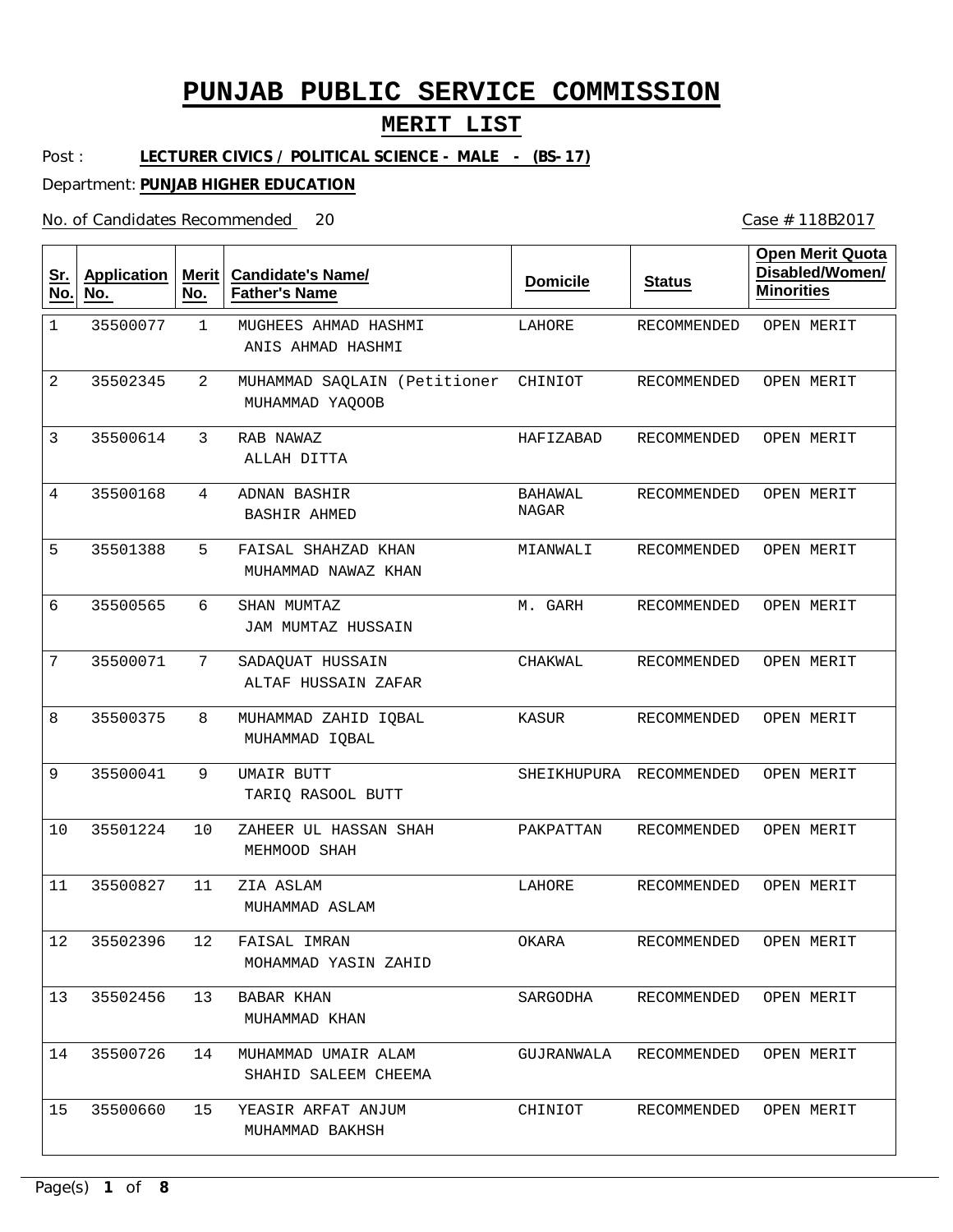# PUNJAB PUBLIC SERVICE COMMISSION

## MERIT LIST

Post : **LECTURER CIVICS / POLITICAL SCIENCE - MALE - (BS-17)**

Department: **PUNJAB HIGHER EDUCATION**

No. of Candidates Recommended 20

Case # 118B2017

| Sr. No. | Application No. | Merit No. | Candidate's Name/ Father's Name | Domicile | Status | Open Merit Quota Disabled/Women/ Minorities |
|---|---|---|---|---|---|---|
| 1 | 35500077 | 1 | MUGHEES AHMAD HASHMI<br>ANIS AHMAD HASHMI | LAHORE | RECOMMENDED | OPEN MERIT |
| 2 | 35502345 | 2 | MUHAMMAD SAQLAIN (Petitioner<br>MUHAMMAD YAQOOB | CHINIOT | RECOMMENDED | OPEN MERIT |
| 3 | 35500614 | 3 | RAB NAWAZ<br>ALLAH DITTA | HAFIZABAD | RECOMMENDED | OPEN MERIT |
| 4 | 35500168 | 4 | ADNAN BASHIR<br>BASHIR AHMED | BAHAWAL NAGAR | RECOMMENDED | OPEN MERIT |
| 5 | 35501388 | 5 | FAISAL SHAHZAD KHAN<br>MUHAMMAD NAWAZ KHAN | MIANWALI | RECOMMENDED | OPEN MERIT |
| 6 | 35500565 | 6 | SHAN MUMTAZ<br>JAM MUMTAZ HUSSAIN | M. GARH | RECOMMENDED | OPEN MERIT |
| 7 | 35500071 | 7 | SADAQUAT HUSSAIN<br>ALTAF HUSSAIN ZAFAR | CHAKWAL | RECOMMENDED | OPEN MERIT |
| 8 | 35500375 | 8 | MUHAMMAD ZAHID IQBAL<br>MUHAMMAD IQBAL | KASUR | RECOMMENDED | OPEN MERIT |
| 9 | 35500041 | 9 | UMAIR BUTT<br>TARIQ RASOOL BUTT | SHEIKHUPURA | RECOMMENDED | OPEN MERIT |
| 10 | 35501224 | 10 | ZAHEER UL HASSAN SHAH<br>MEHMOOD SHAH | PAKPATTAN | RECOMMENDED | OPEN MERIT |
| 11 | 35500827 | 11 | ZIA ASLAM<br>MUHAMMAD ASLAM | LAHORE | RECOMMENDED | OPEN MERIT |
| 12 | 35502396 | 12 | FAISAL IMRAN<br>MOHAMMAD YASIN ZAHID | OKARA | RECOMMENDED | OPEN MERIT |
| 13 | 35502456 | 13 | BABAR KHAN<br>MUHAMMAD KHAN | SARGODHA | RECOMMENDED | OPEN MERIT |
| 14 | 35500726 | 14 | MUHAMMAD UMAIR ALAM<br>SHAHID SALEEM CHEEMA | GUJRANWALA | RECOMMENDED | OPEN MERIT |
| 15 | 35500660 | 15 | YEASIR ARFAT ANJUM<br>MUHAMMAD BAKHSH | CHINIOT | RECOMMENDED | OPEN MERIT |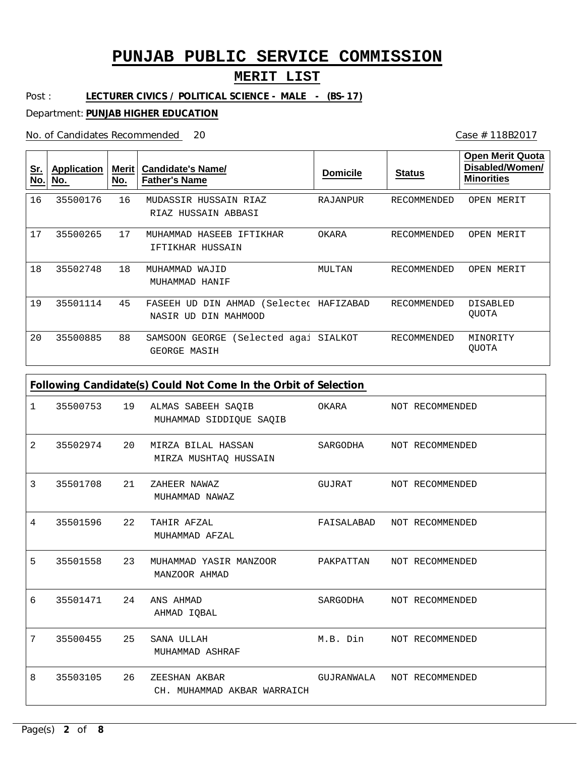# PUNJAB PUBLIC SERVICE COMMISSION

## MERIT LIST

Post : **LECTURER CIVICS / POLITICAL SCIENCE - MALE - (BS-17)**

Department: **PUNJAB HIGHER EDUCATION**

No. of Candidates Recommended 20

Case # 118B2017

| Sr. No. | Application No. | Merit No. | Candidate's Name/ Father's Name | Domicile | Status | Open Merit Quota Disabled/Women/ Minorities |
|---|---|---|---|---|---|---|
| 16 | 35500176 | 16 | MUDASSIR HUSSAIN RIAZ<br>RIAZ HUSSAIN ABBASI | RAJANPUR | RECOMMENDED | OPEN MERIT |
| 17 | 35500265 | 17 | MUHAMMAD HASEEB IFTIKHAR<br>IFTIKHAR HUSSAIN | OKARA | RECOMMENDED | OPEN MERIT |
| 18 | 35502748 | 18 | MUHAMMAD WAJID<br>MUHAMMAD HANIF | MULTAN | RECOMMENDED | OPEN MERIT |
| 19 | 35501114 | 45 | FASEEH UD DIN AHMAD (Selectec<br>NASIR UD DIN MAHMOOD | HAFIZABAD | RECOMMENDED | DISABLED QUOTA |
| 20 | 35500885 | 88 | SAMSOON GEORGE (Selected agai<br>GEORGE MASIH | SIALKOT | RECOMMENDED | MINORITY QUOTA |

**Following Candidate(s) Could Not Come In the Orbit of Selection**

| Sr. No. | Application No. | Merit No. | Candidate's Name/ Father's Name | Domicile | Status |
|---|---|---|---|---|---|
| 1 | 35500753 | 19 | ALMAS SABEEH SAQIB<br>MUHAMMAD SIDDIQUE SAQIB | OKARA | NOT RECOMMENDED |
| 2 | 35502974 | 20 | MIRZA BILAL HASSAN<br>MIRZA MUSHTAQ HUSSAIN | SARGODHA | NOT RECOMMENDED |
| 3 | 35501708 | 21 | ZAHEER NAWAZ<br>MUHAMMAD NAWAZ | GUJRAT | NOT RECOMMENDED |
| 4 | 35501596 | 22 | TAHIR AFZAL<br>MUHAMMAD AFZAL | FAISALABAD | NOT RECOMMENDED |
| 5 | 35501558 | 23 | MUHAMMAD YASIR MANZOOR<br>MANZOOR AHMAD | PAKPATTAN | NOT RECOMMENDED |
| 6 | 35501471 | 24 | ANS AHMAD<br>AHMAD IQBAL | SARGODHA | NOT RECOMMENDED |
| 7 | 35500455 | 25 | SANA ULLAH<br>MUHAMMAD ASHRAF | M.B. Din | NOT RECOMMENDED |
| 8 | 35503105 | 26 | ZEESHAN AKBAR<br>CH. MUHAMMAD AKBAR WARRAICH | GUJRANWALA | NOT RECOMMENDED |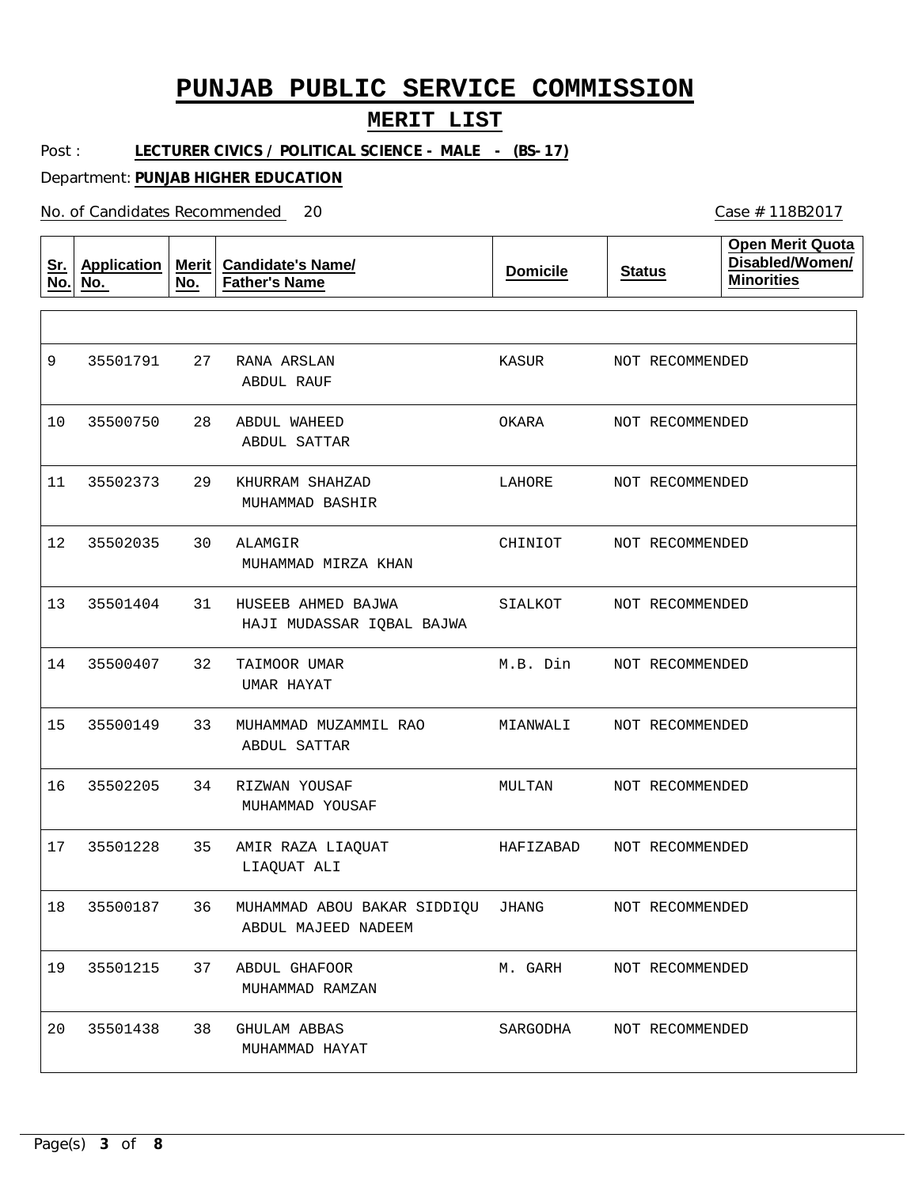# PUNJAB PUBLIC SERVICE COMMISSION

## MERIT LIST

Post : **LECTURER CIVICS / POLITICAL SCIENCE - MALE - (BS-17)**

Department: **PUNJAB HIGHER EDUCATION**

No. of Candidates Recommended 20

Case # 118B2017

| Sr. No. | Application No. | Merit No. | Candidate's Name/ Father's Name | Domicile | Status | Open Merit Quota Disabled/Women/ Minorities |
|---|---|---|---|---|---|---|
| 9 | 35501791 | 27 | RANA ARSLAN<br>ABDUL RAUF | KASUR | NOT RECOMMENDED | |
| 10 | 35500750 | 28 | ABDUL WAHEED<br>ABDUL SATTAR | OKARA | NOT RECOMMENDED | |
| 11 | 35502373 | 29 | KHURRAM SHAHZAD<br>MUHAMMAD BASHIR | LAHORE | NOT RECOMMENDED | |
| 12 | 35502035 | 30 | ALAMGIR<br>MUHAMMAD MIRZA KHAN | CHINIOT | NOT RECOMMENDED | |
| 13 | 35501404 | 31 | HUSEEB AHMED BAJWA<br>HAJI MUDASSAR IQBAL BAJWA | SIALKOT | NOT RECOMMENDED | |
| 14 | 35500407 | 32 | TAIMOOR UMAR<br>UMAR HAYAT | M.B. Din | NOT RECOMMENDED | |
| 15 | 35500149 | 33 | MUHAMMAD MUZAMMIL RAO<br>ABDUL SATTAR | MIANWALI | NOT RECOMMENDED | |
| 16 | 35502205 | 34 | RIZWAN YOUSAF<br>MUHAMMAD YOUSAF | MULTAN | NOT RECOMMENDED | |
| 17 | 35501228 | 35 | AMIR RAZA LIAQUAT<br>LIAQUAT ALI | HAFIZABAD | NOT RECOMMENDED | |
| 18 | 35500187 | 36 | MUHAMMAD ABOU BAKAR SIDDIQU<br>ABDUL MAJEED NADEEM | JHANG | NOT RECOMMENDED | |
| 19 | 35501215 | 37 | ABDUL GHAFOOR<br>MUHAMMAD RAMZAN | M. GARH | NOT RECOMMENDED | |
| 20 | 35501438 | 38 | GHULAM ABBAS<br>MUHAMMAD HAYAT | SARGODHA | NOT RECOMMENDED | |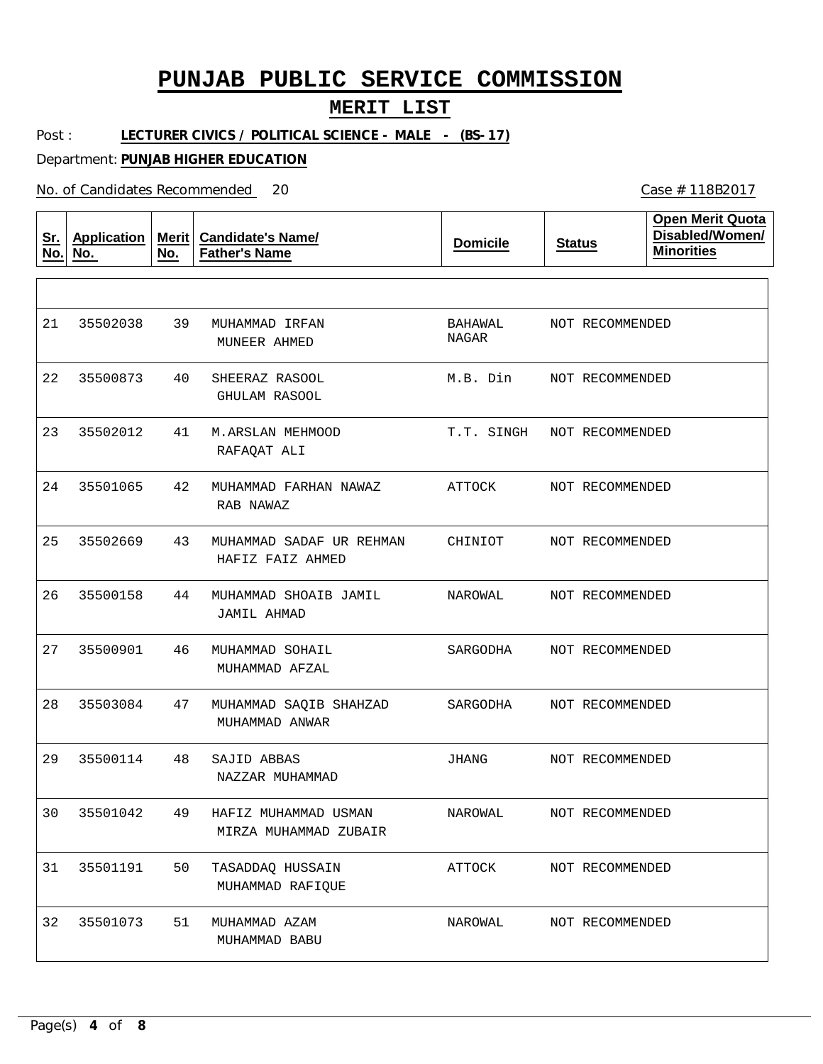# PUNJAB PUBLIC SERVICE COMMISSION

## MERIT LIST

Post : **LECTURER CIVICS / POLITICAL SCIENCE - MALE - (BS-17)**

Department: **PUNJAB HIGHER EDUCATION**

No. of Candidates Recommended 20

Case # 118B2017

| Sr. No. | Application No. | Merit No. | Candidate's Name/ Father's Name | Domicile | Status | Open Merit Quota Disabled/Women/ Minorities |
|---|---|---|---|---|---|---|
| 21 | 35502038 | 39 | MUHAMMAD IRFAN<br>MUNEER AHMED | BAHAWAL NAGAR | NOT RECOMMENDED | |
| 22 | 35500873 | 40 | SHEERAZ RASOOL<br>GHULAM RASOOL | M.B. Din | NOT RECOMMENDED | |
| 23 | 35502012 | 41 | M.ARSLAN MEHMOOD<br>RAFAQAT ALI | T.T. SINGH | NOT RECOMMENDED | |
| 24 | 35501065 | 42 | MUHAMMAD FARHAN NAWAZ<br>RAB NAWAZ | ATTOCK | NOT RECOMMENDED | |
| 25 | 35502669 | 43 | MUHAMMAD SADAF UR REHMAN<br>HAFIZ FAIZ AHMED | CHINIOT | NOT RECOMMENDED | |
| 26 | 35500158 | 44 | MUHAMMAD SHOAIB JAMIL<br>JAMIL AHMAD | NAROWAL | NOT RECOMMENDED | |
| 27 | 35500901 | 46 | MUHAMMAD SOHAIL<br>MUHAMMAD AFZAL | SARGODHA | NOT RECOMMENDED | |
| 28 | 35503084 | 47 | MUHAMMAD SAQIB SHAHZAD<br>MUHAMMAD ANWAR | SARGODHA | NOT RECOMMENDED | |
| 29 | 35500114 | 48 | SAJID ABBAS<br>NAZZAR MUHAMMAD | JHANG | NOT RECOMMENDED | |
| 30 | 35501042 | 49 | HAFIZ MUHAMMAD USMAN<br>MIRZA MUHAMMAD ZUBAIR | NAROWAL | NOT RECOMMENDED | |
| 31 | 35501191 | 50 | TASADDAQ HUSSAIN<br>MUHAMMAD RAFIQUE | ATTOCK | NOT RECOMMENDED | |
| 32 | 35501073 | 51 | MUHAMMAD AZAM<br>MUHAMMAD BABU | NAROWAL | NOT RECOMMENDED | |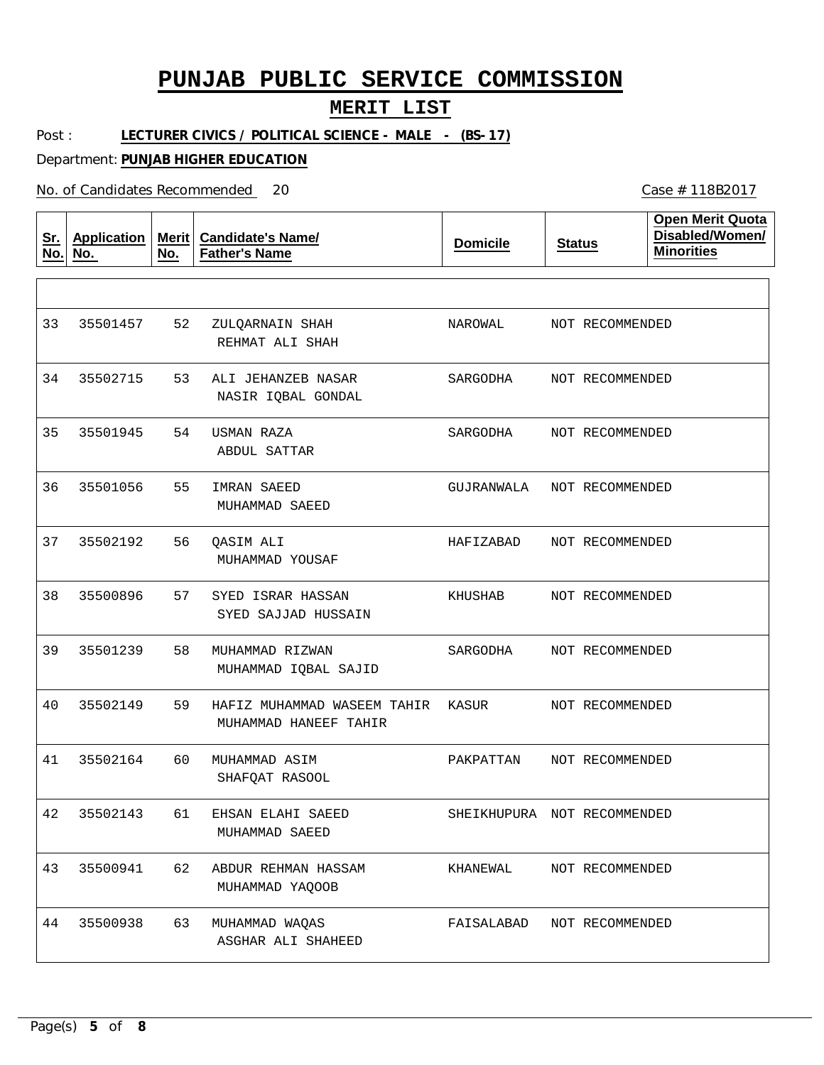# PUNJAB PUBLIC SERVICE COMMISSION

## MERIT LIST

Post : **LECTURER CIVICS / POLITICAL SCIENCE - MALE - (BS-17)**

Department: **PUNJAB HIGHER EDUCATION**

No. of Candidates Recommended 20

Case # 118B2017

| Sr. No. | Application No. | Merit No. | Candidate's Name/ Father's Name | Domicile | Status | Open Merit Quota Disabled/Women/ Minorities |
|---|---|---|---|---|---|---|
| 33 | 35501457 | 52 | ZULQARNAIN SHAH<br>REHMAT ALI SHAH | NAROWAL | NOT RECOMMENDED | |
| 34 | 35502715 | 53 | ALI JEHANZEB NASAR<br>NASIR IQBAL GONDAL | SARGODHA | NOT RECOMMENDED | |
| 35 | 35501945 | 54 | USMAN RAZA<br>ABDUL SATTAR | SARGODHA | NOT RECOMMENDED | |
| 36 | 35501056 | 55 | IMRAN SAEED<br>MUHAMMAD SAEED | GUJRANWALA | NOT RECOMMENDED | |
| 37 | 35502192 | 56 | QASIM ALI<br>MUHAMMAD YOUSAF | HAFIZABAD | NOT RECOMMENDED | |
| 38 | 35500896 | 57 | SYED ISRAR HASSAN<br>SYED SAJJAD HUSSAIN | KHUSHAB | NOT RECOMMENDED | |
| 39 | 35501239 | 58 | MUHAMMAD RIZWAN<br>MUHAMMAD IQBAL SAJID | SARGODHA | NOT RECOMMENDED | |
| 40 | 35502149 | 59 | HAFIZ MUHAMMAD WASEEM TAHIR<br>MUHAMMAD HANEEF TAHIR | KASUR | NOT RECOMMENDED | |
| 41 | 35502164 | 60 | MUHAMMAD ASIM<br>SHAFQAT RASOOL | PAKPATTAN | NOT RECOMMENDED | |
| 42 | 35502143 | 61 | EHSAN ELAHI SAEED<br>MUHAMMAD SAEED | SHEIKHUPURA | NOT RECOMMENDED | |
| 43 | 35500941 | 62 | ABDUR REHMAN HASSAM<br>MUHAMMAD YAQOOB | KHANEWAL | NOT RECOMMENDED | |
| 44 | 35500938 | 63 | MUHAMMAD WAQAS<br>ASGHAR ALI SHAHEED | FAISALABAD | NOT RECOMMENDED | |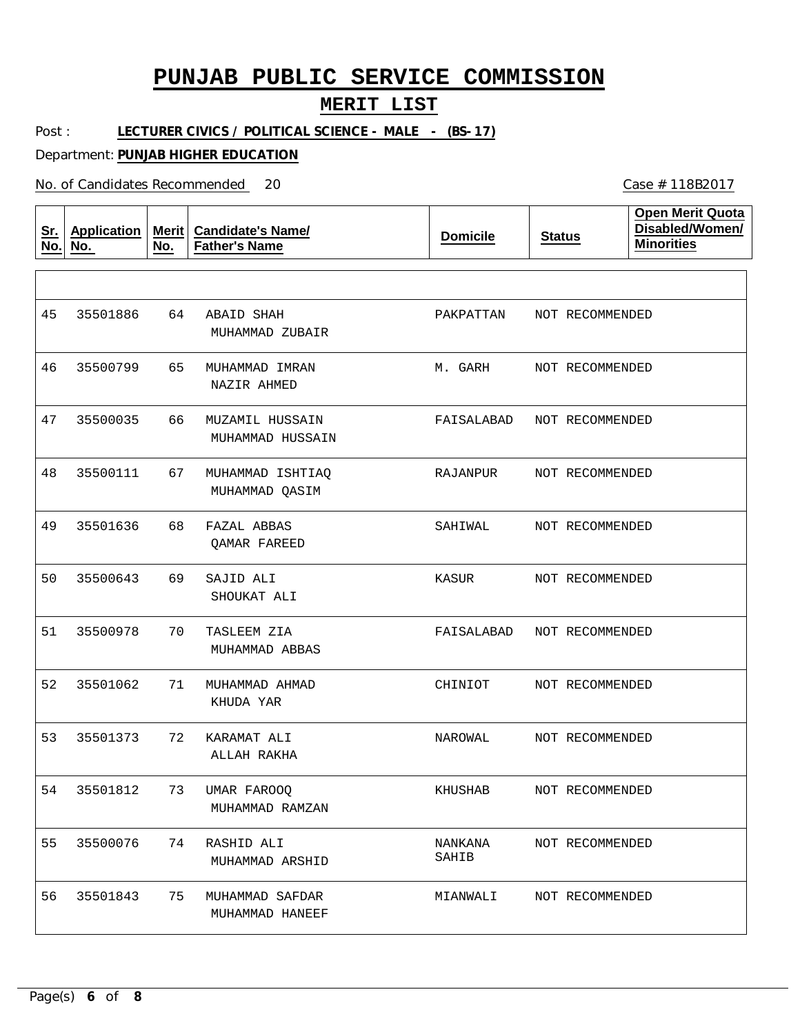# PUNJAB PUBLIC SERVICE COMMISSION

## MERIT LIST

Post : **LECTURER CIVICS / POLITICAL SCIENCE - MALE - (BS-17)**

Department: **PUNJAB HIGHER EDUCATION**

No. of Candidates Recommended 20

Case # 118B2017

| Sr. No. | Application No. | Merit No. | Candidate's Name/ Father's Name | Domicile | Status | Open Merit Quota Disabled/Women/ Minorities |
|---|---|---|---|---|---|---|
| 45 | 35501886 | 64 | ABAID SHAH<br>MUHAMMAD ZUBAIR | PAKPATTAN | NOT RECOMMENDED | |
| 46 | 35500799 | 65 | MUHAMMAD IMRAN<br>NAZIR AHMED | M. GARH | NOT RECOMMENDED | |
| 47 | 35500035 | 66 | MUZAMIL HUSSAIN<br>MUHAMMAD HUSSAIN | FAISALABAD | NOT RECOMMENDED | |
| 48 | 35500111 | 67 | MUHAMMAD ISHTIAQ<br>MUHAMMAD QASIM | RAJANPUR | NOT RECOMMENDED | |
| 49 | 35501636 | 68 | FAZAL ABBAS<br>QAMAR FAREED | SAHIWAL | NOT RECOMMENDED | |
| 50 | 35500643 | 69 | SAJID ALI<br>SHOUKAT ALI | KASUR | NOT RECOMMENDED | |
| 51 | 35500978 | 70 | TASLEEM ZIA<br>MUHAMMAD ABBAS | FAISALABAD | NOT RECOMMENDED | |
| 52 | 35501062 | 71 | MUHAMMAD AHMAD<br>KHUDA YAR | CHINIOT | NOT RECOMMENDED | |
| 53 | 35501373 | 72 | KARAMAT ALI<br>ALLAH RAKHA | NAROWAL | NOT RECOMMENDED | |
| 54 | 35501812 | 73 | UMAR FAROOQ<br>MUHAMMAD RAMZAN | KHUSHAB | NOT RECOMMENDED | |
| 55 | 35500076 | 74 | RASHID ALI<br>MUHAMMAD ARSHID | NANKANA SAHIB | NOT RECOMMENDED | |
| 56 | 35501843 | 75 | MUHAMMAD SAFDAR<br>MUHAMMAD HANEEF | MIANWALI | NOT RECOMMENDED | |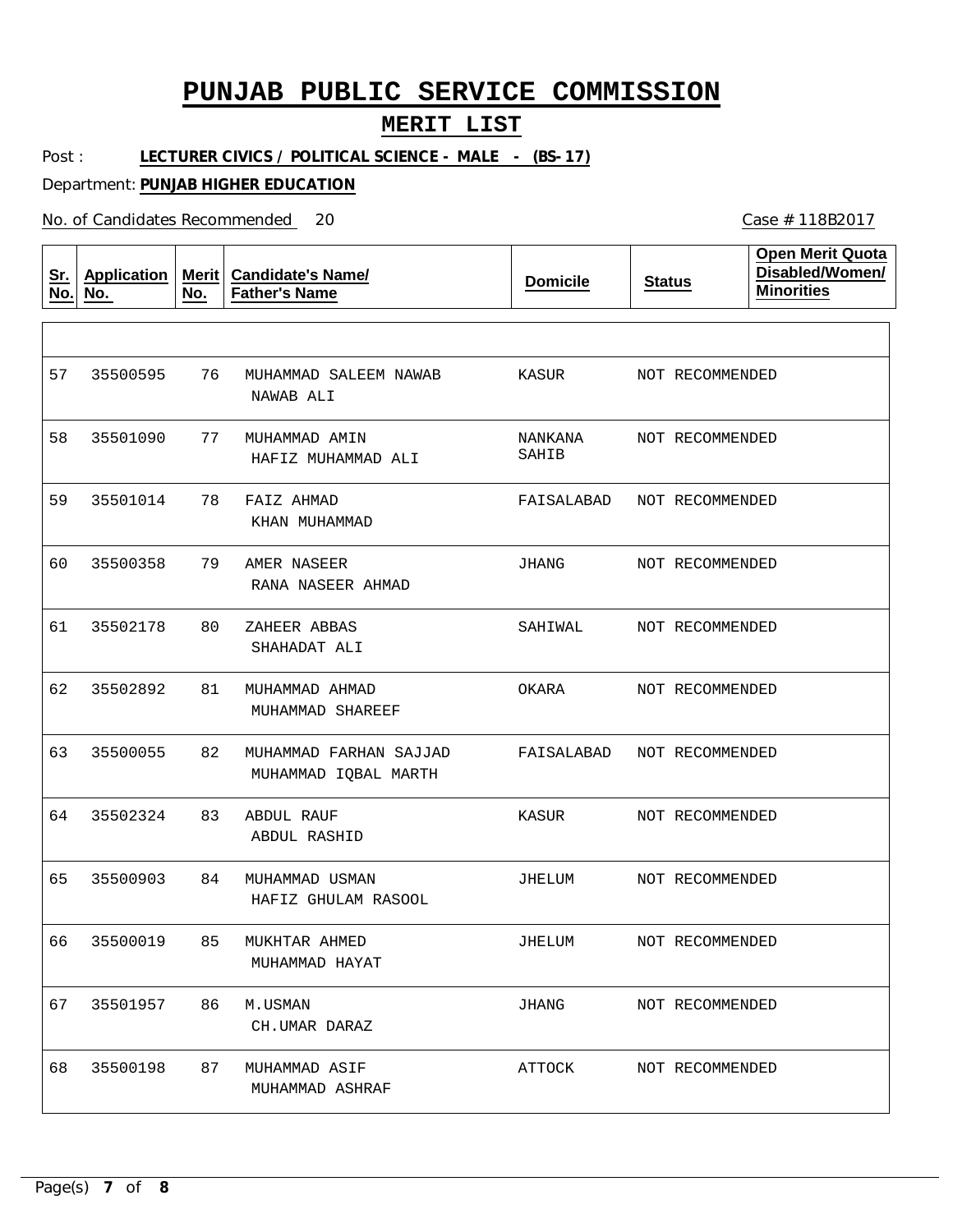# PUNJAB PUBLIC SERVICE COMMISSION

## MERIT LIST

Post : **LECTURER CIVICS / POLITICAL SCIENCE - MALE - (BS-17)**

Department: **PUNJAB HIGHER EDUCATION**

No. of Candidates Recommended 20

Case # 118B2017

| Sr. No. | Application No. | Merit No. | Candidate's Name/ Father's Name | Domicile | Status | Open Merit Quota Disabled/Women/ Minorities |
|---|---|---|---|---|---|---|
| 57 | 35500595 | 76 | MUHAMMAD SALEEM NAWAB<br>NAWAB ALI | KASUR | NOT RECOMMENDED | |
| 58 | 35501090 | 77 | MUHAMMAD AMIN<br>HAFIZ MUHAMMAD ALI | NANKANA SAHIB | NOT RECOMMENDED | |
| 59 | 35501014 | 78 | FAIZ AHMAD<br>KHAN MUHAMMAD | FAISALABAD | NOT RECOMMENDED | |
| 60 | 35500358 | 79 | AMER NASEER<br>RANA NASEER AHMAD | JHANG | NOT RECOMMENDED | |
| 61 | 35502178 | 80 | ZAHEER ABBAS<br>SHAHADAT ALI | SAHIWAL | NOT RECOMMENDED | |
| 62 | 35502892 | 81 | MUHAMMAD AHMAD<br>MUHAMMAD SHAREEF | OKARA | NOT RECOMMENDED | |
| 63 | 35500055 | 82 | MUHAMMAD FARHAN SAJJAD<br>MUHAMMAD IQBAL MARTH | FAISALABAD | NOT RECOMMENDED | |
| 64 | 35502324 | 83 | ABDUL RAUF<br>ABDUL RASHID | KASUR | NOT RECOMMENDED | |
| 65 | 35500903 | 84 | MUHAMMAD USMAN<br>HAFIZ GHULAM RASOOL | JHELUM | NOT RECOMMENDED | |
| 66 | 35500019 | 85 | MUKHTAR AHMED<br>MUHAMMAD HAYAT | JHELUM | NOT RECOMMENDED | |
| 67 | 35501957 | 86 | M.USMAN<br>CH.UMAR DARAZ | JHANG | NOT RECOMMENDED | |
| 68 | 35500198 | 87 | MUHAMMAD ASIF<br>MUHAMMAD ASHRAF | ATTOCK | NOT RECOMMENDED | |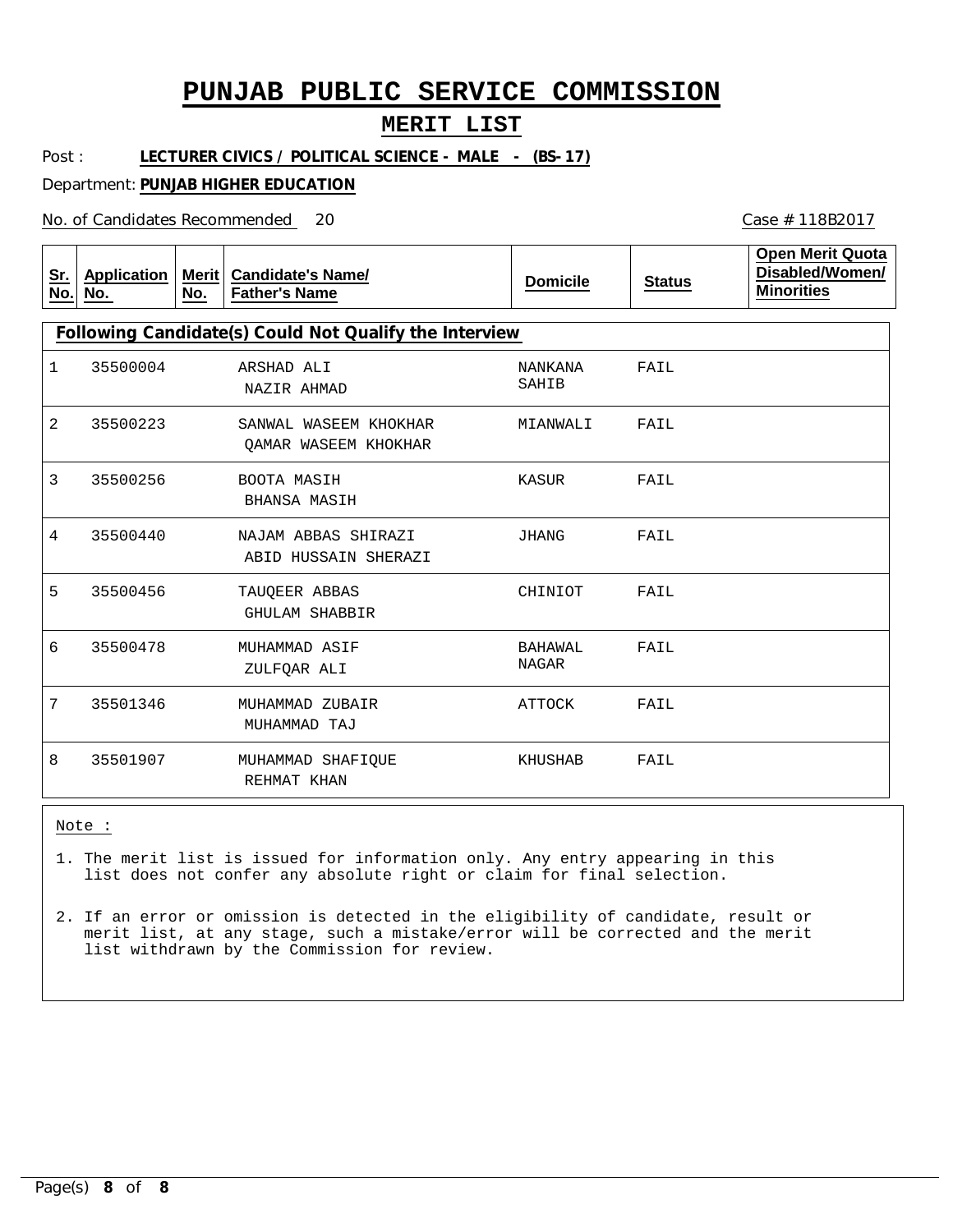# PUNJAB PUBLIC SERVICE COMMISSION

## MERIT LIST

Post : **LECTURER CIVICS / POLITICAL SCIENCE - MALE - (BS-17)**

Department: **PUNJAB HIGHER EDUCATION**

No. of Candidates Recommended 20

Case # 118B2017

| Sr. No. | Application No. | Merit No. | Candidate's Name/ Father's Name | Domicile | Status | Open Merit Quota Disabled/Women/ Minorities |
|---|---|---|---|---|---|---|
| **Following Candidate(s) Could Not Qualify the Interview** | | | | | | |
| 1 | 35500004 | | ARSHAD ALI<br>NAZIR AHMAD | NANKANA SAHIB | FAIL | |
| 2 | 35500223 | | SANWAL WASEEM KHOKHAR<br>QAMAR WASEEM KHOKHAR | MIANWALI | FAIL | |
| 3 | 35500256 | | BOOTA MASIH<br>BHANSA MASIH | KASUR | FAIL | |
| 4 | 35500440 | | NAJAM ABBAS SHIRAZI<br>ABID HUSSAIN SHERAZI | JHANG | FAIL | |
| 5 | 35500456 | | TAUQEER ABBAS<br>GHULAM SHABBIR | CHINIOT | FAIL | |
| 6 | 35500478 | | MUHAMMAD ASIF<br>ZULFQAR ALI | BAHAWAL NAGAR | FAIL | |
| 7 | 35501346 | | MUHAMMAD ZUBAIR<br>MUHAMMAD TAJ | ATTOCK | FAIL | |
| 8 | 35501907 | | MUHAMMAD SHAFIQUE<br>REHMAT KHAN | KHUSHAB | FAIL | |

Note :

1. The merit list is issued for information only. Any entry appearing in this list does not confer any absolute right or claim for final selection.
2. If an error or omission is detected in the eligibility of candidate, result or merit list, at any stage, such a mistake/error will be corrected and the merit list withdrawn by the Commission for review.